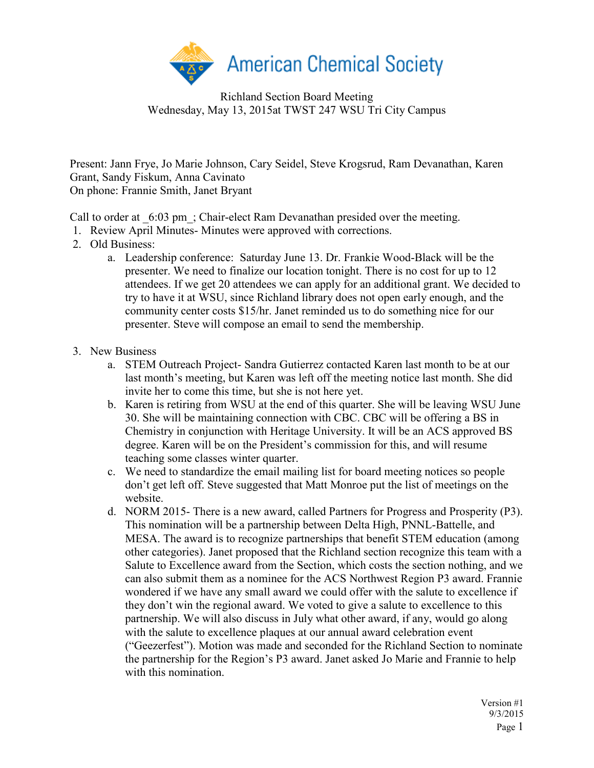American Chemical Society

Richland Section Board Meeting
Wednesday, May 13, 2015at TWST 247 WSU Tri City Campus

Present: Jann Frye, Jo Marie Johnson, Cary Seidel, Steve Krogsrud, Ram Devanathan, Karen Grant, Sandy Fiskum, Anna Cavinato
On phone: Frannie Smith, Janet Bryant

Call to order at _6:03 pm_; Chair-elect Ram Devanathan presided over the meeting.

1. Review April Minutes- Minutes were approved with corrections.
2. Old Business:
   a. Leadership conference: Saturday June 13. Dr. Frankie Wood-Black will be the presenter. We need to finalize our location tonight. There is no cost for up to 12 attendees. If we get 20 attendees we can apply for an additional grant. We decided to try to have it at WSU, since Richland library does not open early enough, and the community center costs $15/hr. Janet reminded us to do something nice for our presenter. Steve will compose an email to send the membership.

3. New Business
   a. STEM Outreach Project- Sandra Gutierrez contacted Karen last month to be at our last month's meeting, but Karen was left off the meeting notice last month. She did invite her to come this time, but she is not here yet.
   b. Karen is retiring from WSU at the end of this quarter. She will be leaving WSU June 30. She will be maintaining connection with CBC. CBC will be offering a BS in Chemistry in conjunction with Heritage University. It will be an ACS approved BS degree. Karen will be on the President's commission for this, and will resume teaching some classes winter quarter.
   c. We need to standardize the email mailing list for board meeting notices so people don't get left off. Steve suggested that Matt Monroe put the list of meetings on the website.
   d. NORM 2015- There is a new award, called Partners for Progress and Prosperity (P3). This nomination will be a partnership between Delta High, PNNL-Battelle, and MESA. The award is to recognize partnerships that benefit STEM education (among other categories). Janet proposed that the Richland section recognize this team with a Salute to Excellence award from the Section, which costs the section nothing, and we can also submit them as a nominee for the ACS Northwest Region P3 award. Frannie wondered if we have any small award we could offer with the salute to excellence if they don't win the regional award. We voted to give a salute to excellence to this partnership. We will also discuss in July what other award, if any, would go along with the salute to excellence plaques at our annual award celebration event ("Geezerfest"). Motion was made and seconded for the Richland Section to nominate the partnership for the Region's P3 award. Janet asked Jo Marie and Frannie to help with this nomination.

Version #1
9/3/2015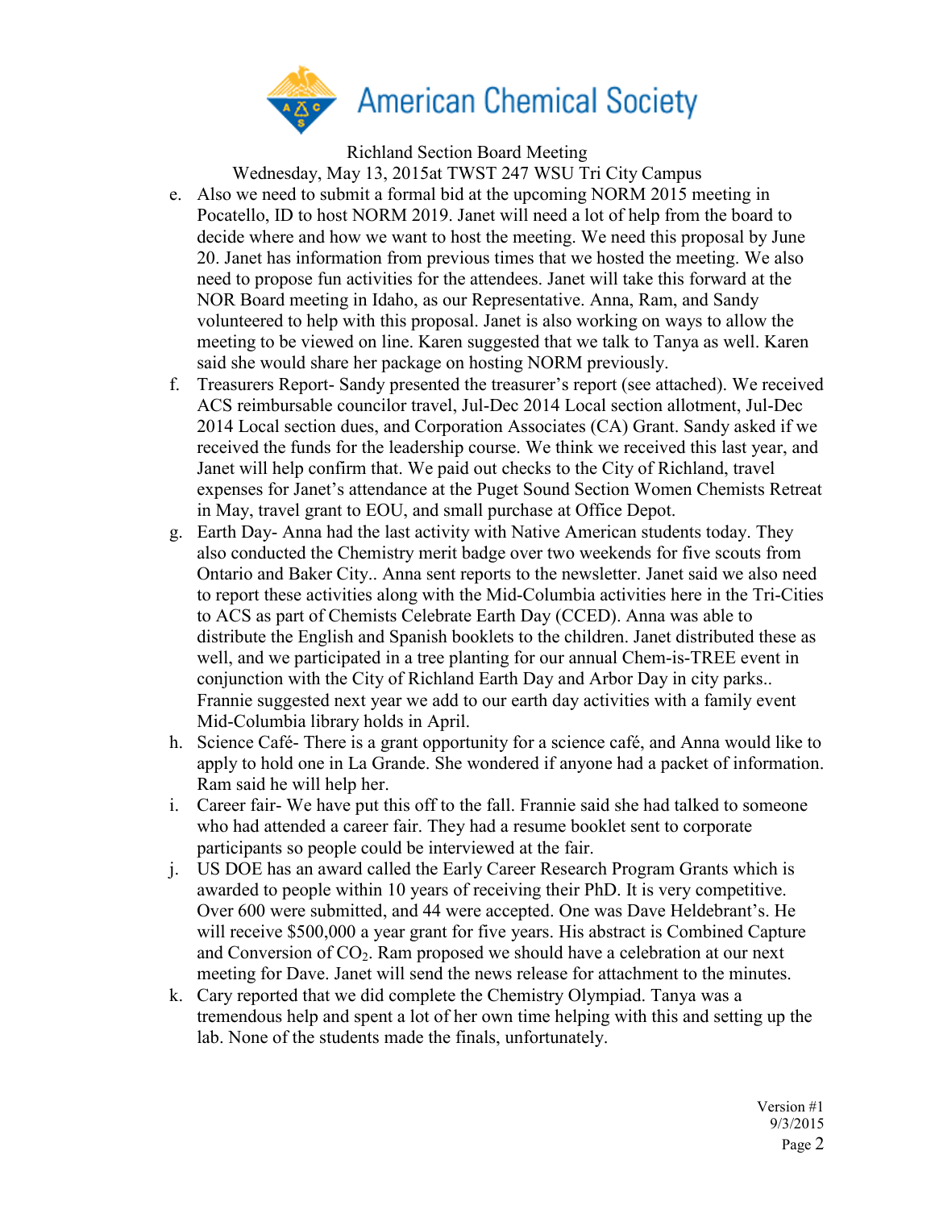Richland Section Board Meeting
Wednesday, May 13, 2015at TWST 247 WSU Tri City Campus

e. Also we need to submit a formal bid at the upcoming NORM 2015 meeting in Pocatello, ID to host NORM 2019. Janet will need a lot of help from the board to decide where and how we want to host the meeting. We need this proposal by June 20. Janet has information from previous times that we hosted the meeting. We also need to propose fun activities for the attendees. Janet will take this forward at the NOR Board meeting in Idaho, as our Representative. Anna, Ram, and Sandy volunteered to help with this proposal. Janet is also working on ways to allow the meeting to be viewed on line. Karen suggested that we talk to Tanya as well. Karen said she would share her package on hosting NORM previously.
f. Treasurers Report- Sandy presented the treasurer's report (see attached). We received ACS reimbursable councilor travel, Jul-Dec 2014 Local section allotment, Jul-Dec 2014 Local section dues, and Corporation Associates (CA) Grant. Sandy asked if we received the funds for the leadership course. We think we received this last year, and Janet will help confirm that. We paid out checks to the City of Richland, travel expenses for Janet's attendance at the Puget Sound Section Women Chemists Retreat in May, travel grant to EOU, and small purchase at Office Depot.
g. Earth Day- Anna had the last activity with Native American students today. They also conducted the Chemistry merit badge over two weekends for five scouts from Ontario and Baker City.. Anna sent reports to the newsletter. Janet said we also need to report these activities along with the Mid-Columbia activities here in the Tri-Cities to ACS as part of Chemists Celebrate Earth Day (CCED). Anna was able to distribute the English and Spanish booklets to the children. Janet distributed these as well, and we participated in a tree planting for our annual Chem-is-TREE event in conjunction with the City of Richland Earth Day and Arbor Day in city parks.. Frannie suggested next year we add to our earth day activities with a family event Mid-Columbia library holds in April.
h. Science Café- There is a grant opportunity for a science café, and Anna would like to apply to hold one in La Grande. She wondered if anyone had a packet of information. Ram said he will help her.
i. Career fair- We have put this off to the fall. Frannie said she had talked to someone who had attended a career fair. They had a resume booklet sent to corporate participants so people could be interviewed at the fair.
j. US DOE has an award called the Early Career Research Program Grants which is awarded to people within 10 years of receiving their PhD. It is very competitive. Over 600 were submitted, and 44 were accepted. One was Dave Heldebrant's. He will receive $500,000 a year grant for five years. His abstract is Combined Capture and Conversion of $CO_2$. Ram proposed we should have a celebration at our next meeting for Dave. Janet will send the news release for attachment to the minutes.
k. Cary reported that we did complete the Chemistry Olympiad. Tanya was a tremendous help and spent a lot of her own time helping with this and setting up the lab. None of the students made the finals, unfortunately.

Version #1
9/3/2015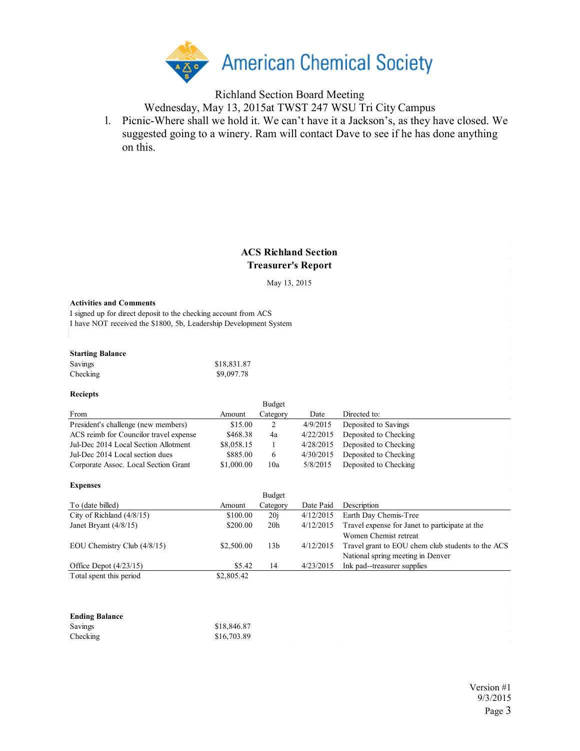American Chemical Society

Richland Section Board Meeting
Wednesday, May 13, 2015at TWST 247 WSU Tri City Campus

1. Picnic-Where shall we hold it. We can't have it a Jackson's, as they have closed. We suggested going to a winery. Ram will contact Dave to see if he has done anything on this.

## ACS Richland Section
## Treasurer's Report

May 13, 2015

**Activities and Comments**

I signed up for direct deposit to the checking account from ACS
I have NOT received the $1800, 5b, Leadership Development System

**Starting Balance**

| | |
|---|---|
| Savings | $18,831.87 |
| Checking | $9,097.78 |

**Reciepts**

| From | Amount | Budget Category | Date | Directed to: |
|---|---|---|---|---|
| President's challenge (new members) | $15.00 | 2 | 4/9/2015 | Deposited to Savings |
| ACS reimb for Councilor travel expense | $468.38 | 4a | 4/22/2015 | Deposited to Checking |
| Jul-Dec 2014 Local Section Allotment | $8,058.15 | 1 | 4/28/2015 | Deposited to Checking |
| Jul-Dec 2014 Local section dues | $885.00 | 6 | 4/30/2015 | Deposited to Checking |
| Corporate Assoc. Local Section Grant | $1,000.00 | 10a | 5/8/2015 | Deposited to Checking |

**Expenses**

| To (date billed) | Amount | Budget Category | Date Paid | Description |
|---|---|---|---|---|
| City of Richland (4/8/15) | $100.00 | 20j | 4/12/2015 | Earth Day Chemis-Tree |
| Janet Bryant (4/8/15) | $200.00 | 20h | 4/12/2015 | Travel expense for Janet to participate at the Women Chemist retreat |
| EOU Chemistry Club (4/8/15) | $2,500.00 | 13b | 4/12/2015 | Travel grant to EOU chem club students to the ACS National spring meeting in Denver |
| Office Depot (4/23/15) | $5.42 | 14 | 4/23/2015 | Ink pad--treasurer supplies |
| Total spent this period | $2,805.42 | | | |

**Ending Balance**

| | |
|---|---|
| Savings | $18,846.87 |
| Checking | $16,703.89 |

Version #1
9/3/2015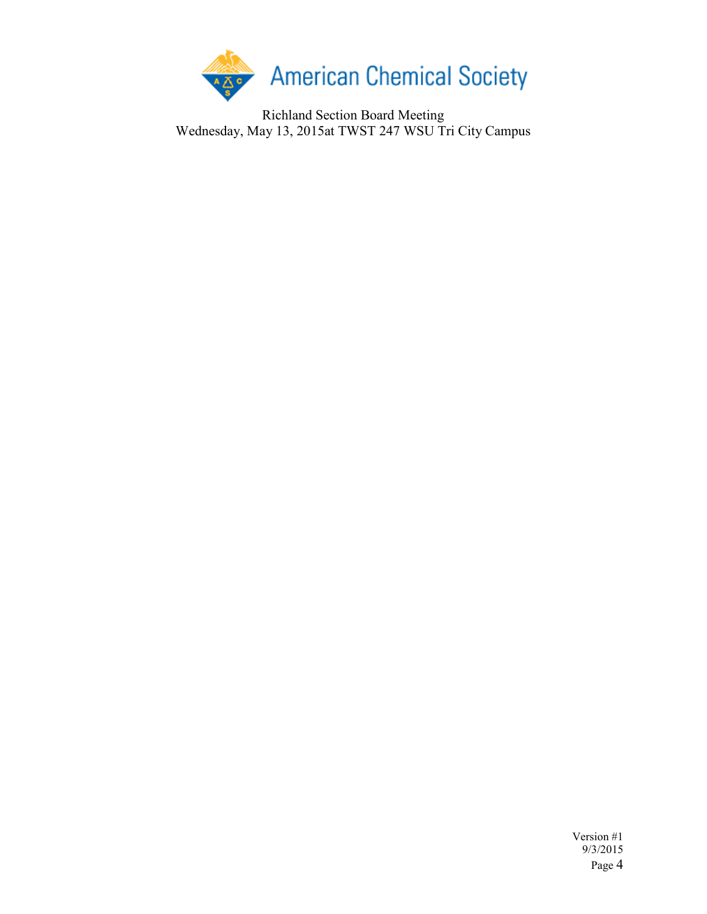American Chemical Society

Richland Section Board Meeting
Wednesday, May 13, 2015at TWST 247 WSU Tri City Campus